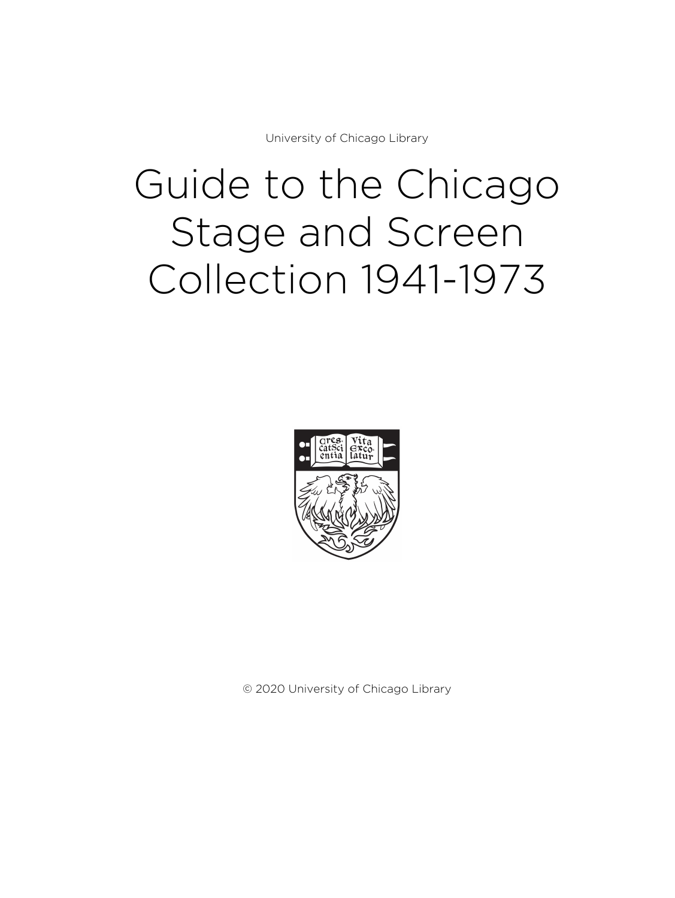University of Chicago Library

# Guide to the Chicago Stage and Screen Collection 1941-1973

© 2020 University of Chicago Library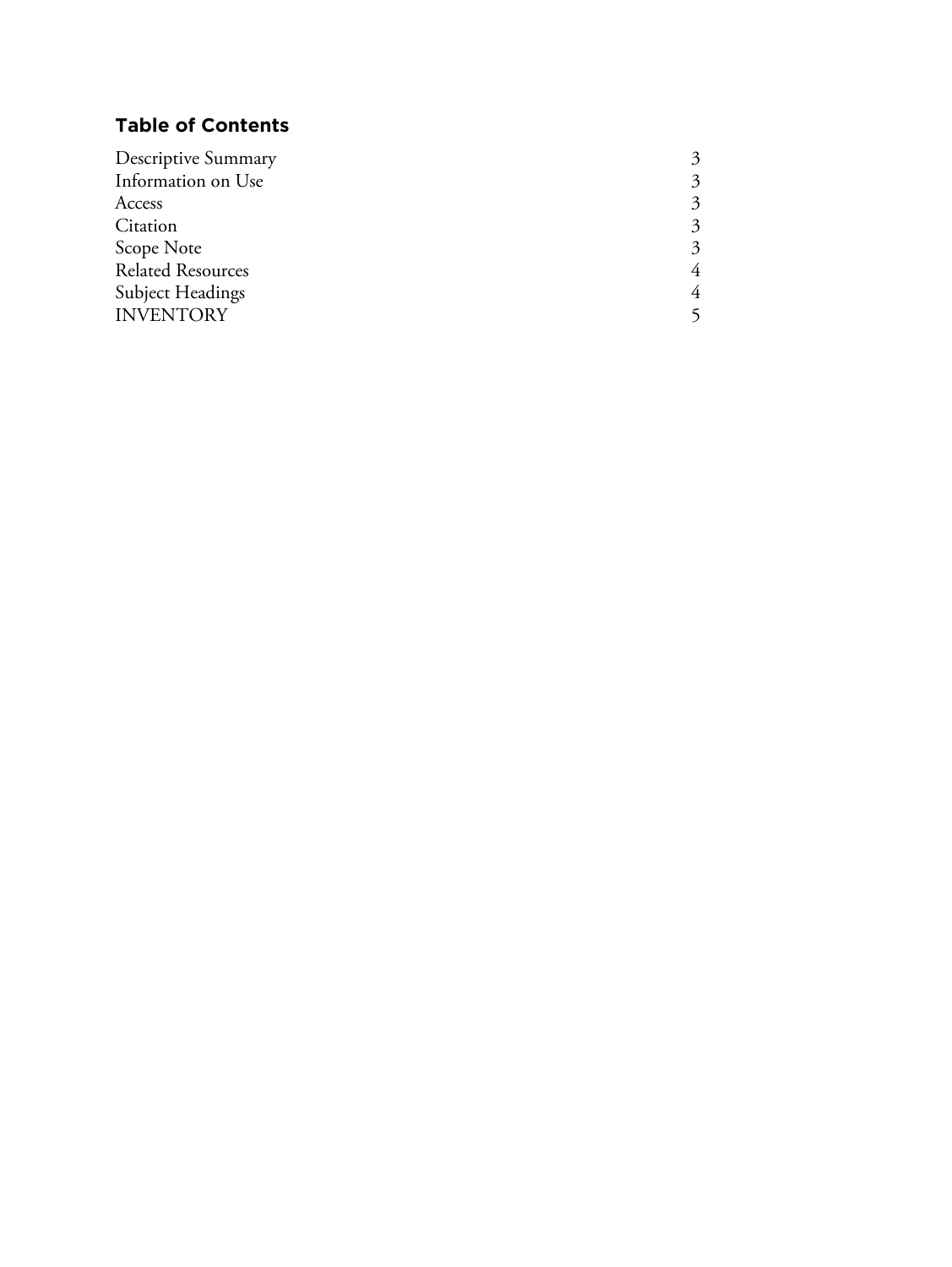## Table of Contents

| | |
|---|---|
| Descriptive Summary | 3 |
| Information on Use | 3 |
| Access | 3 |
| Citation | 3 |
| Scope Note | 3 |
| Related Resources | 4 |
| Subject Headings | 4 |
| INVENTORY | 5 |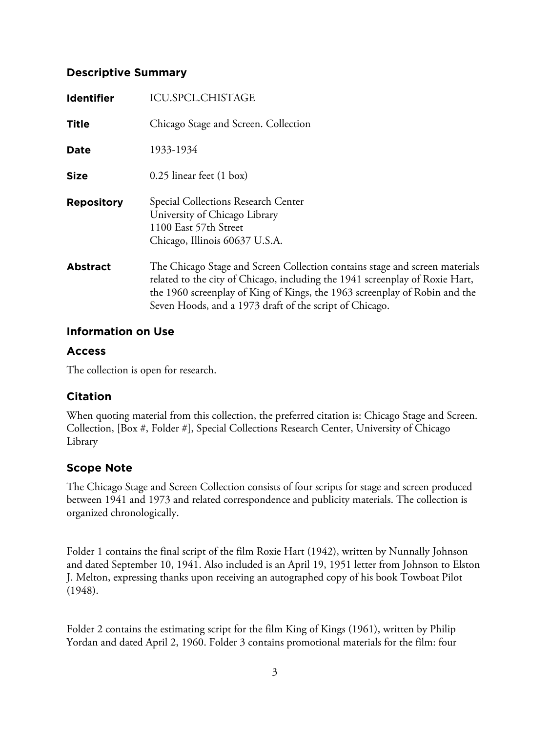## Descriptive Summary

| | |
|---|---|
| **Identifier** | ICU.SPCL.CHISTAGE |
| **Title** | Chicago Stage and Screen. Collection |
| **Date** | 1933-1934 |
| **Size** | 0.25 linear feet (1 box) |
| **Repository** | Special Collections Research Center<br>University of Chicago Library<br>1100 East 57th Street<br>Chicago, Illinois 60637 U.S.A. |
| **Abstract** | The Chicago Stage and Screen Collection contains stage and screen materials related to the city of Chicago, including the 1941 screenplay of Roxie Hart, the 1960 screenplay of King of Kings, the 1963 screenplay of Robin and the Seven Hoods, and a 1973 draft of the script of Chicago. |

## Information on Use

### Access

The collection is open for research.

### Citation

When quoting material from this collection, the preferred citation is: Chicago Stage and Screen. Collection, [Box #, Folder #], Special Collections Research Center, University of Chicago Library

### Scope Note

The Chicago Stage and Screen Collection consists of four scripts for stage and screen produced between 1941 and 1973 and related correspondence and publicity materials. The collection is organized chronologically.

Folder 1 contains the final script of the film Roxie Hart (1942), written by Nunnally Johnson and dated September 10, 1941. Also included is an April 19, 1951 letter from Johnson to Elston J. Melton, expressing thanks upon receiving an autographed copy of his book Towboat Pilot (1948).

Folder 2 contains the estimating script for the film King of Kings (1961), written by Philip Yordan and dated April 2, 1960. Folder 3 contains promotional materials for the film: four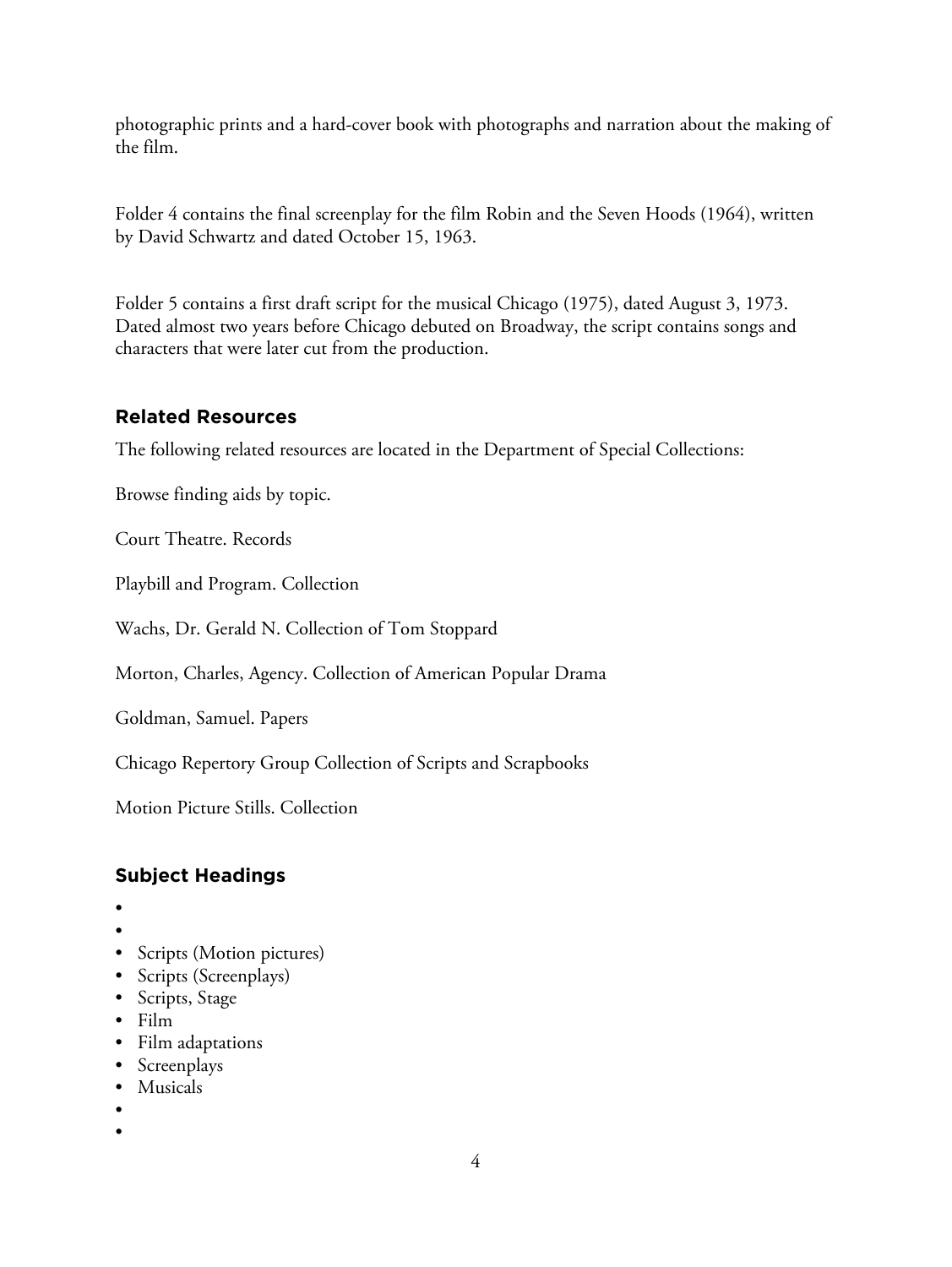photographic prints and a hard-cover book with photographs and narration about the making of the film.

Folder 4 contains the final screenplay for the film Robin and the Seven Hoods (1964), written by David Schwartz and dated October 15, 1963.

Folder 5 contains a first draft script for the musical Chicago (1975), dated August 3, 1973. Dated almost two years before Chicago debuted on Broadway, the script contains songs and characters that were later cut from the production.

## Related Resources

The following related resources are located in the Department of Special Collections:

Browse finding aids by topic.

Court Theatre. Records

Playbill and Program. Collection

Wachs, Dr. Gerald N. Collection of Tom Stoppard

Morton, Charles, Agency. Collection of American Popular Drama

Goldman, Samuel. Papers

Chicago Repertory Group Collection of Scripts and Scrapbooks

Motion Picture Stills. Collection

## Subject Headings

- Scripts (Motion pictures)
- Scripts (Screenplays)
- Scripts, Stage
- Film
- Film adaptations
- Screenplays
- Musicals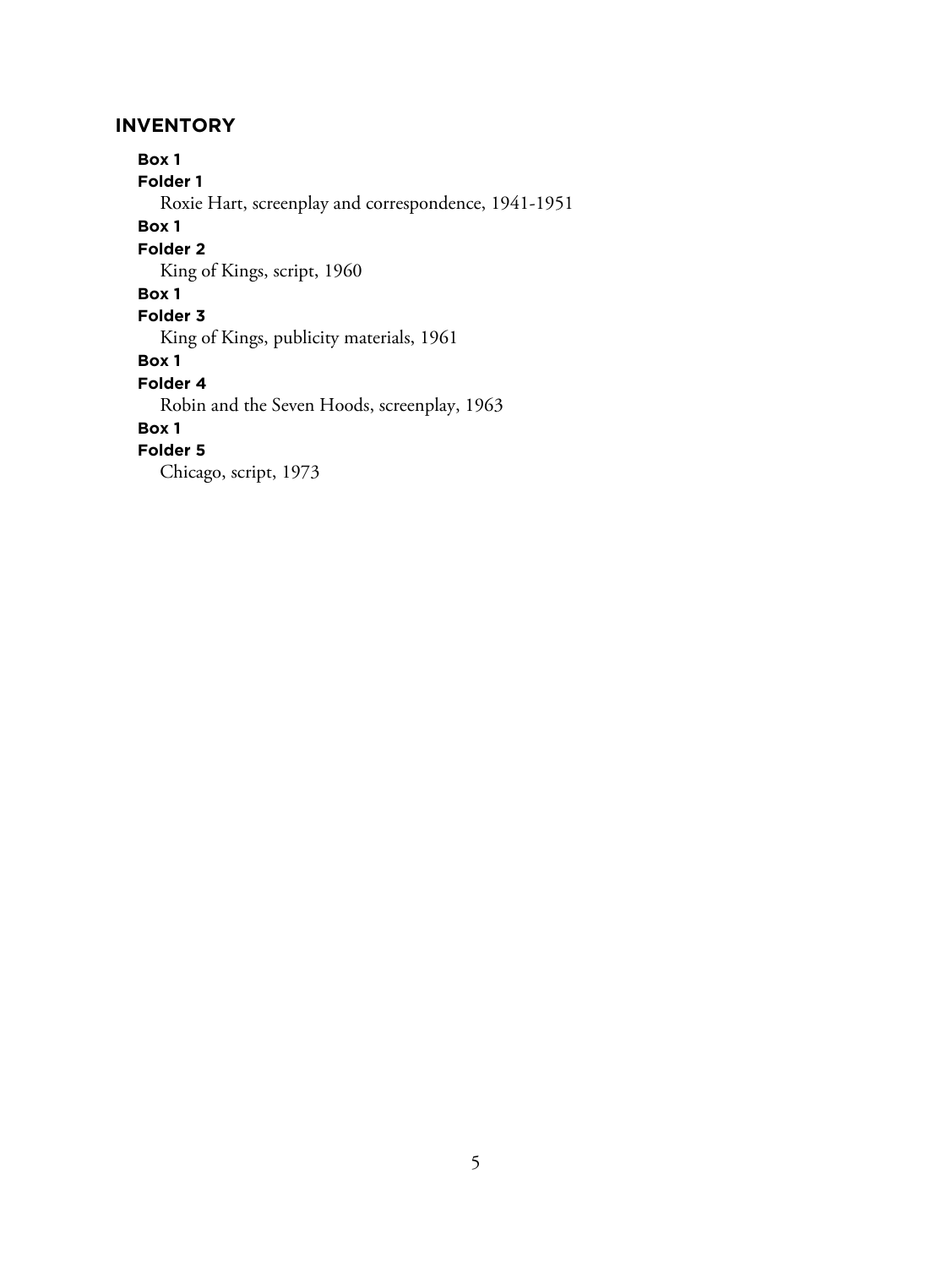## INVENTORY

**Box 1**

**Folder 1**

Roxie Hart, screenplay and correspondence, 1941-1951

**Box 1**

**Folder 2**

King of Kings, script, 1960

**Box 1**

**Folder 3**

King of Kings, publicity materials, 1961

**Box 1**

**Folder 4**

Robin and the Seven Hoods, screenplay, 1963

**Box 1**

**Folder 5**

Chicago, script, 1973